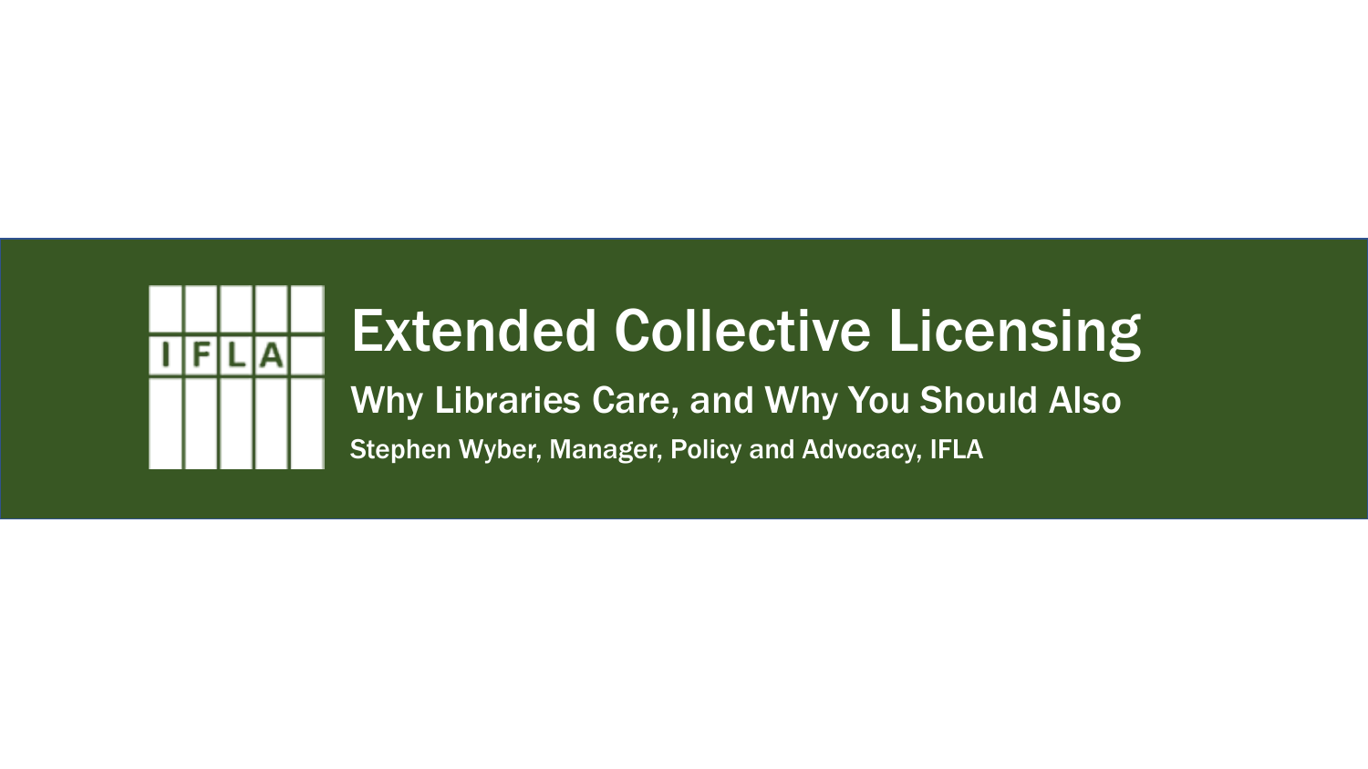# Extended Collective Licensing

## Why Libraries Care, and Why You Should Also

Stephen Wyber, Manager, Policy and Advocacy, IFLA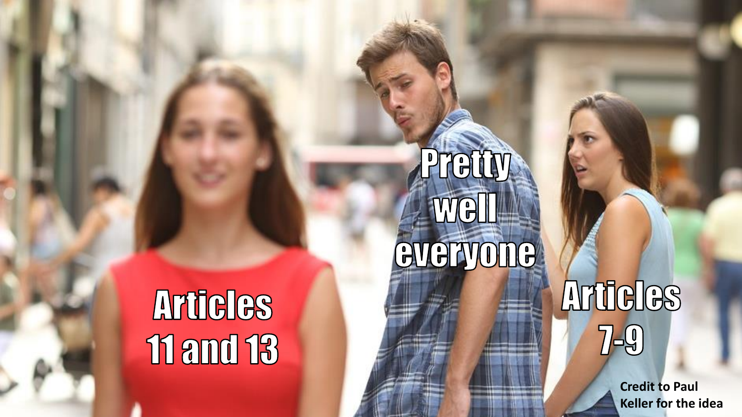Articles 11 and 13

Pretty well everyone

Articles 7-9

Credit to Paul Keller for the idea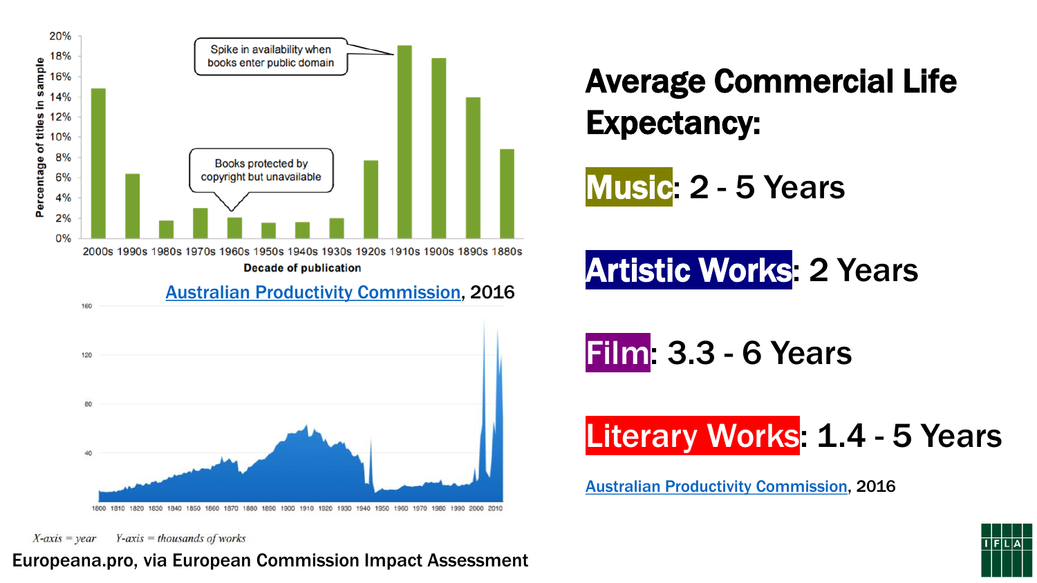Spike in availability when books enter public domain

Books protected by copyright but unavailable

Percentage of titles in sample

Decade of publication

[Australian Productivity Commission](), 2016

X-axis = year Y-axis = thousands of works

Europeana.pro, via European Commission Impact Assessment

# Average Commercial Life Expectancy:

**Music**: 2 - 5 Years

**Artistic Works**: 2 Years

**Film**: 3.3 - 6 Years

**Literary Works**: 1.4 - 5 Years

[Australian Productivity Commission](), 2016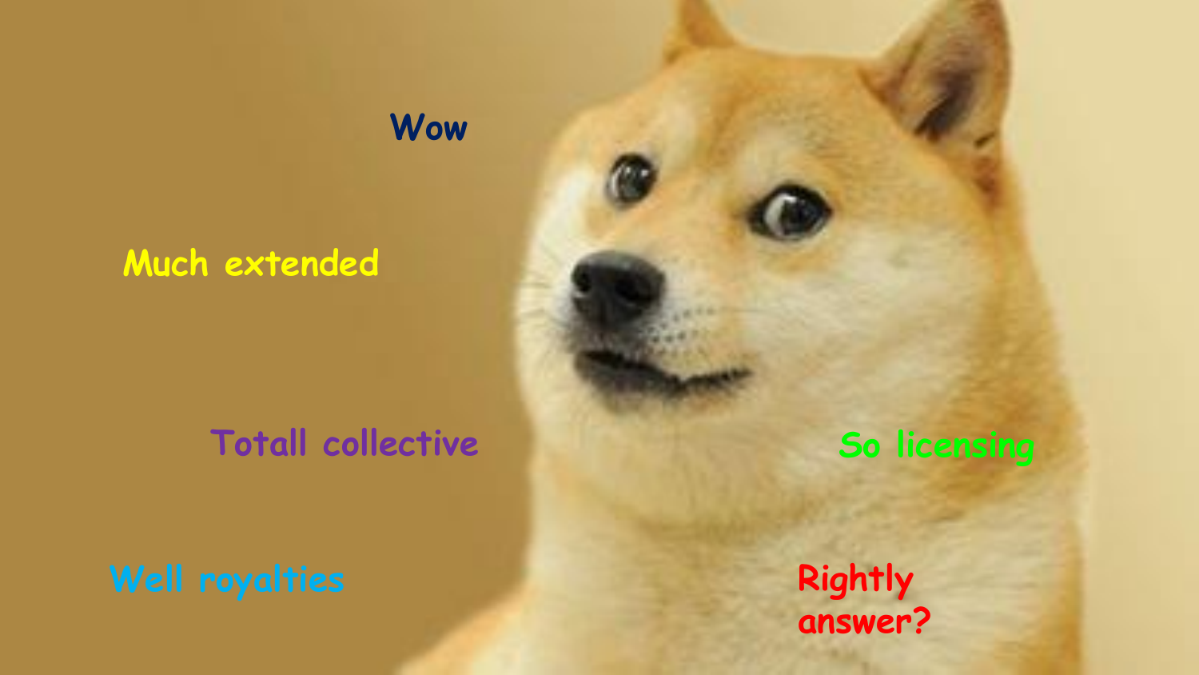Wow

Much extended

Totall collective

So licensing

Well royalties

Rightly answer?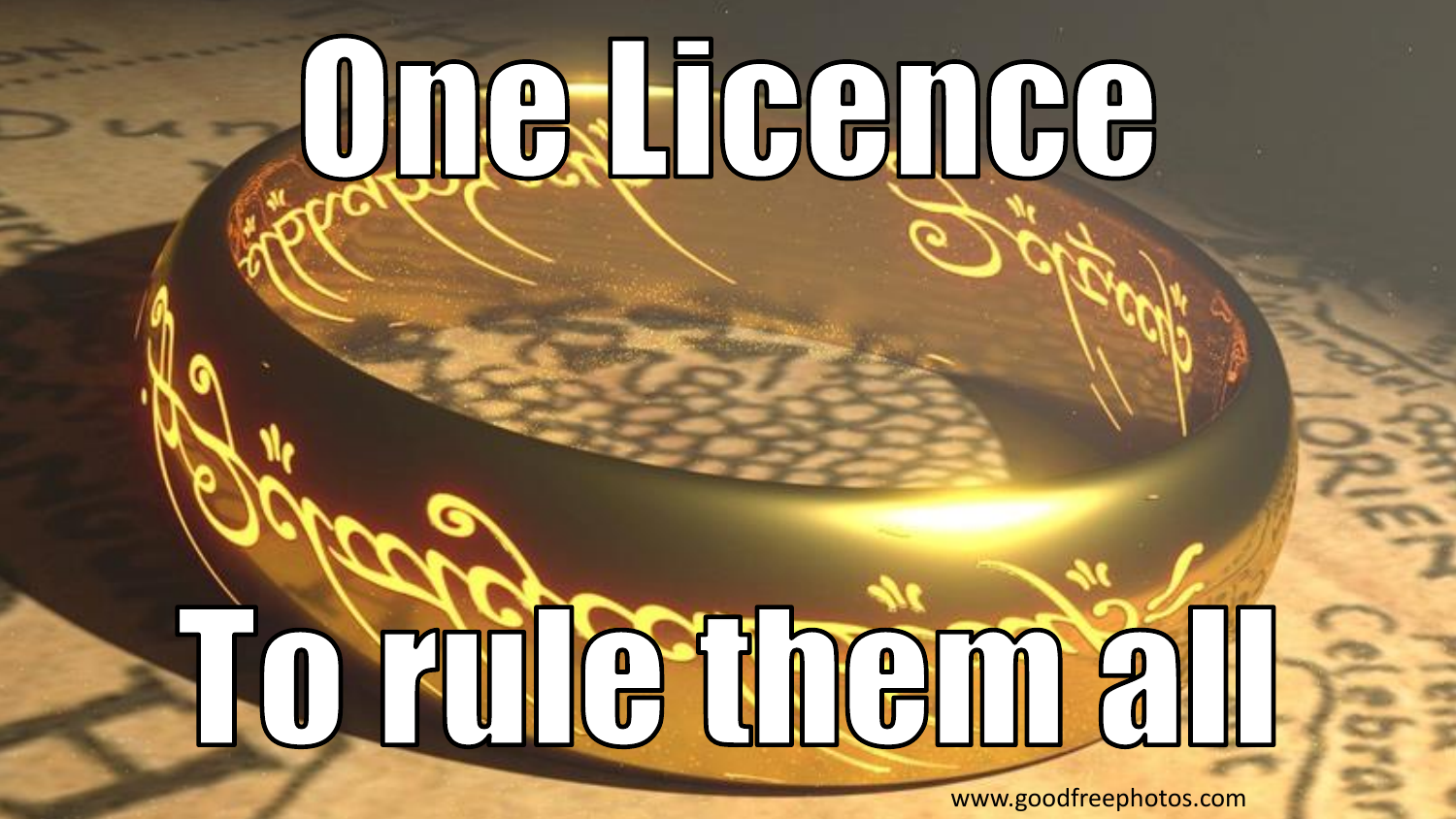# One Licence

# To rule them all

www.goodfreephotos.com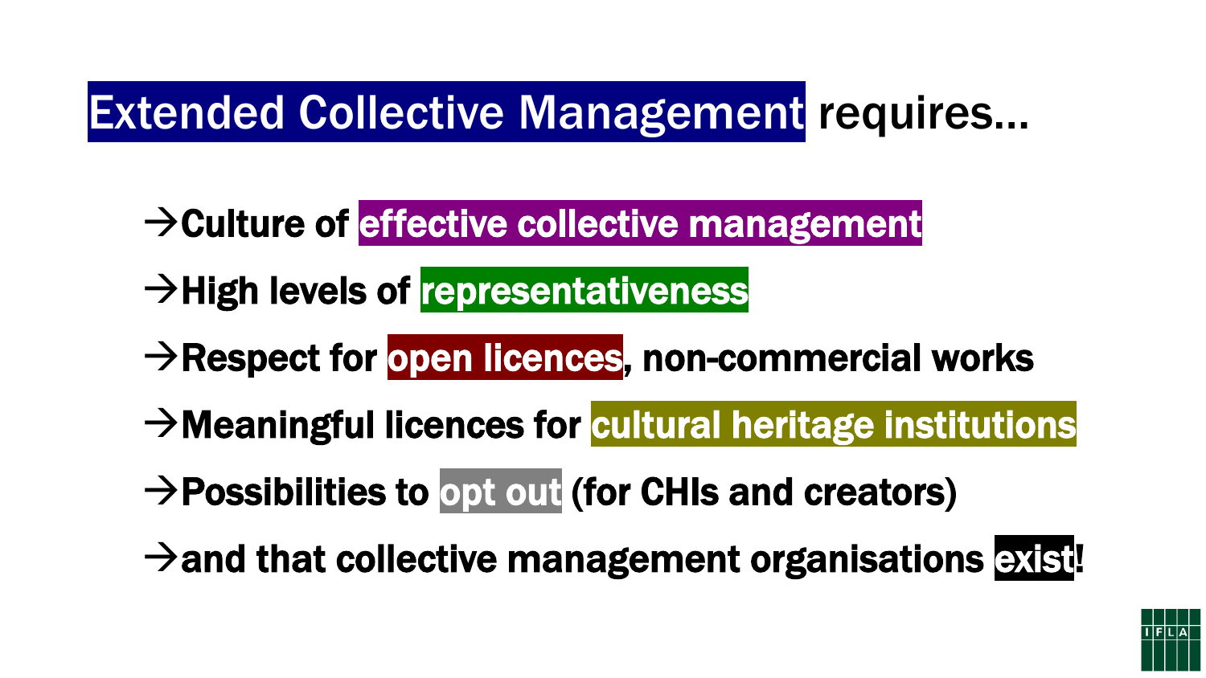# Extended Collective Management requires…

- →Culture of effective collective management
- →High levels of representativeness
- →Respect for open licences, non-commercial works
- →Meaningful licences for cultural heritage institutions
- →Possibilities to opt out (for CHIs and creators)
- →and that collective management organisations exist!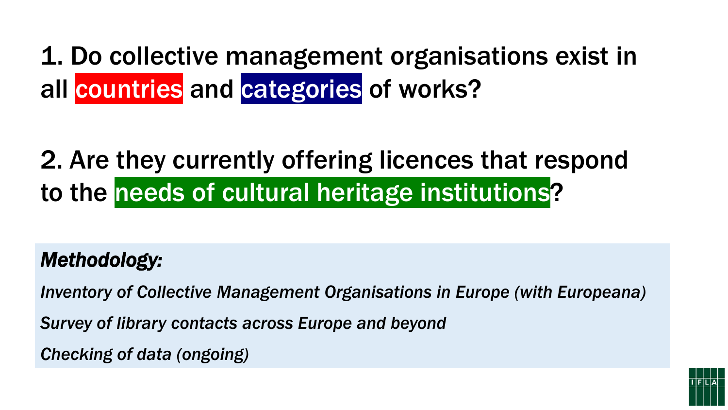1. Do collective management organisations exist in all countries and categories of works?

2. Are they currently offering licences that respond to the needs of cultural heritage institutions?

***Methodology:***

*Inventory of Collective Management Organisations in Europe (with Europeana)*

*Survey of library contacts across Europe and beyond*

*Checking of data (ongoing)*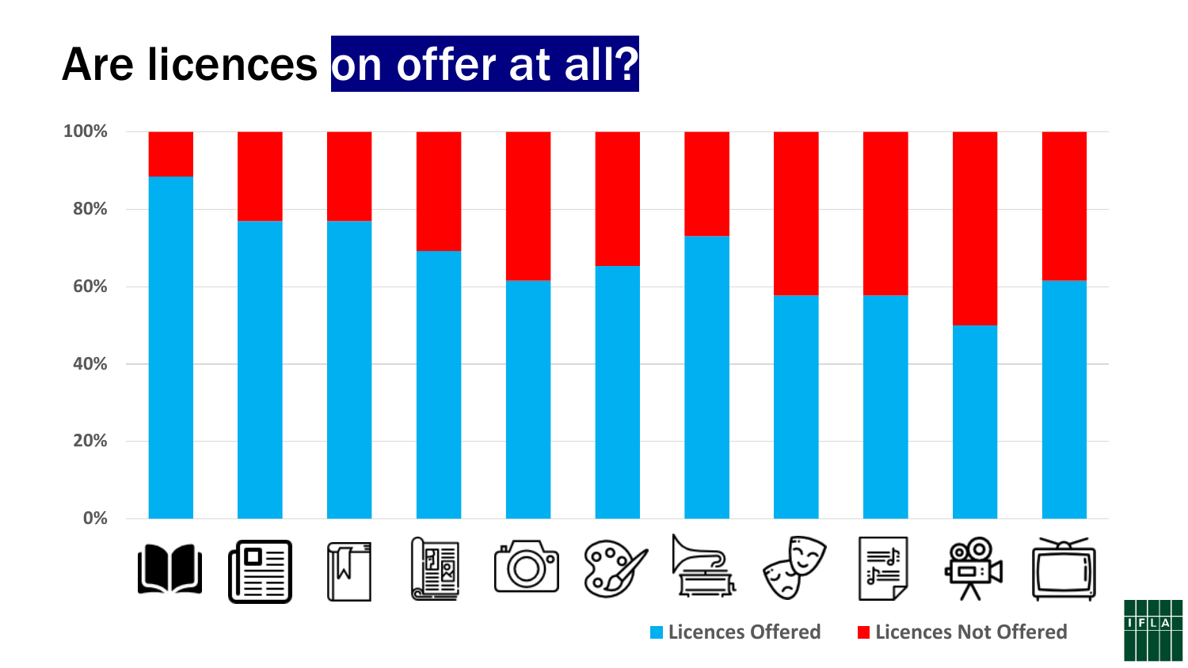# Are licences on offer at all?

100%

80%

60%

40%

20%

0%

Licences Offered   Licences Not Offered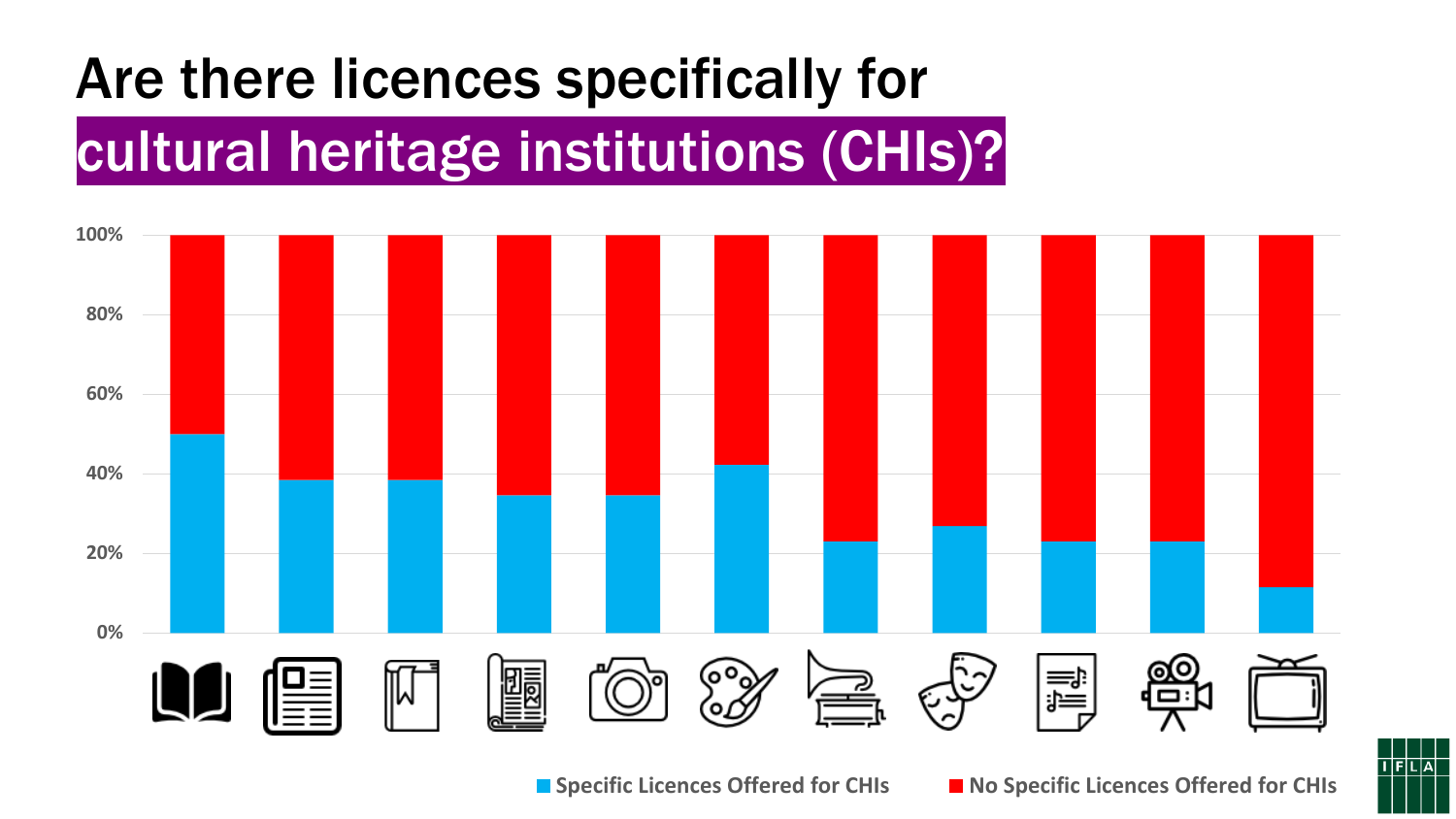# Are there licences specifically for cultural heritage institutions (CHIs)?

100%
80%
60%
40%
20%
0%

Specific Licences Offered for CHIs

No Specific Licences Offered for CHIs

IFLA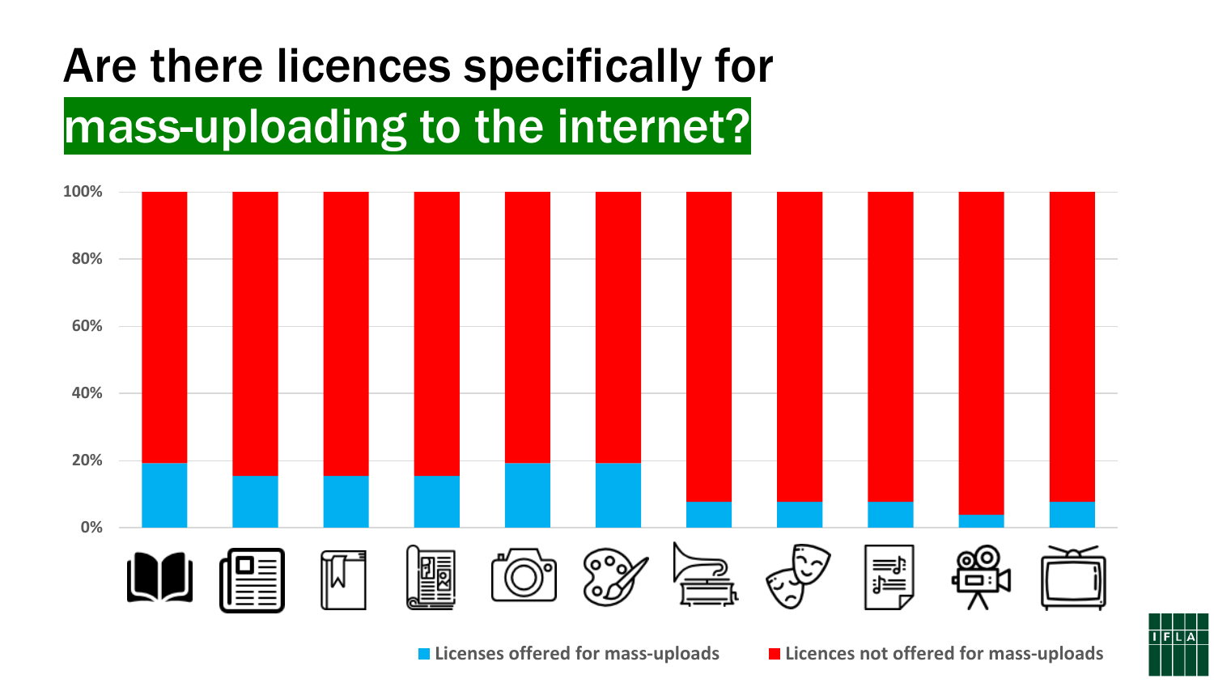# Are there licences specifically for mass-uploading to the internet?

100%

80%

60%

40%

20%

0%

Licenses offered for mass-uploads

Licences not offered for mass-uploads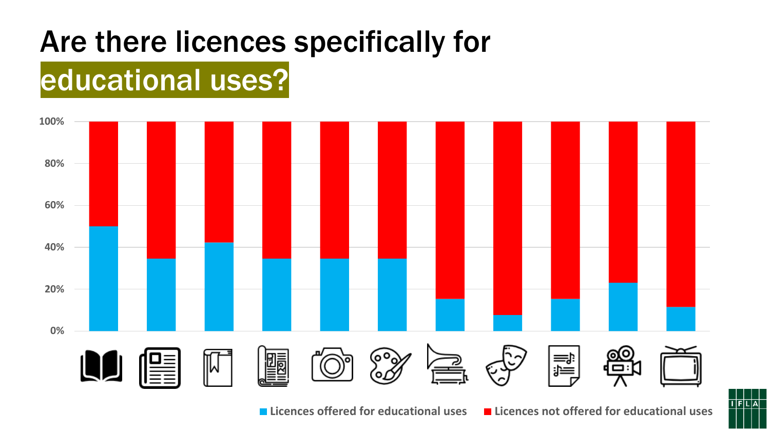# Are there licences specifically for educational uses?

100%

80%

60%

40%

20%

0%

Licences offered for educational uses

Licences not offered for educational uses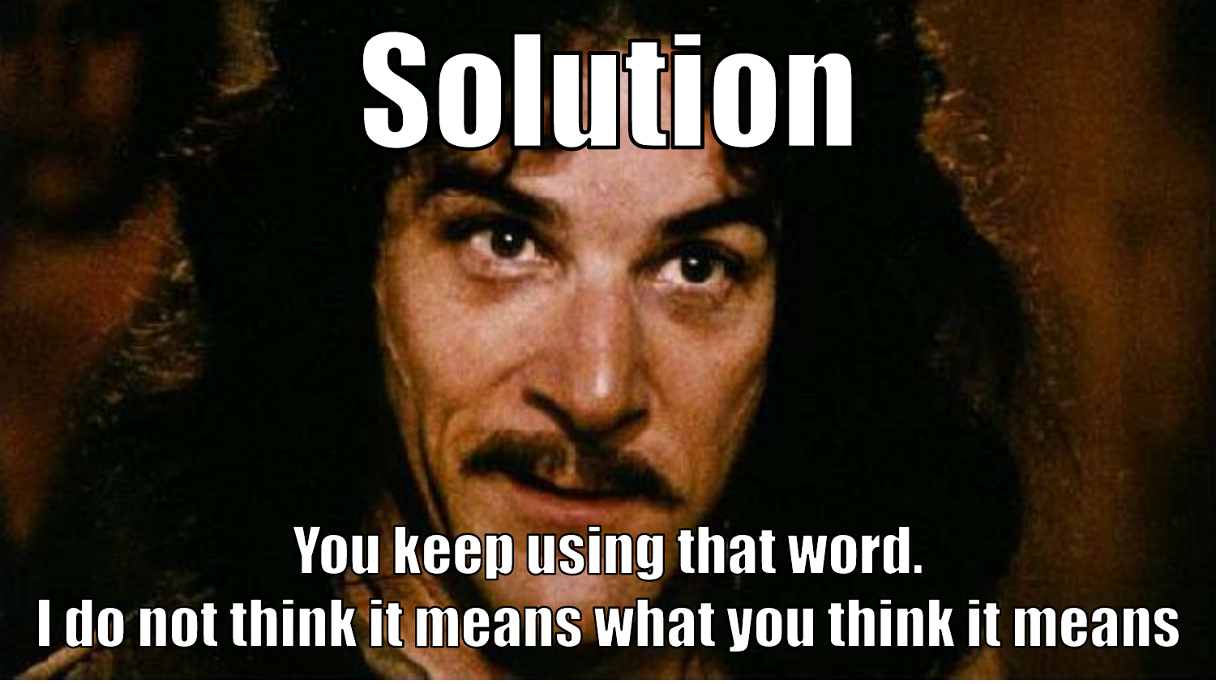# Solution

You keep using that word.
I do not think it means what you think it means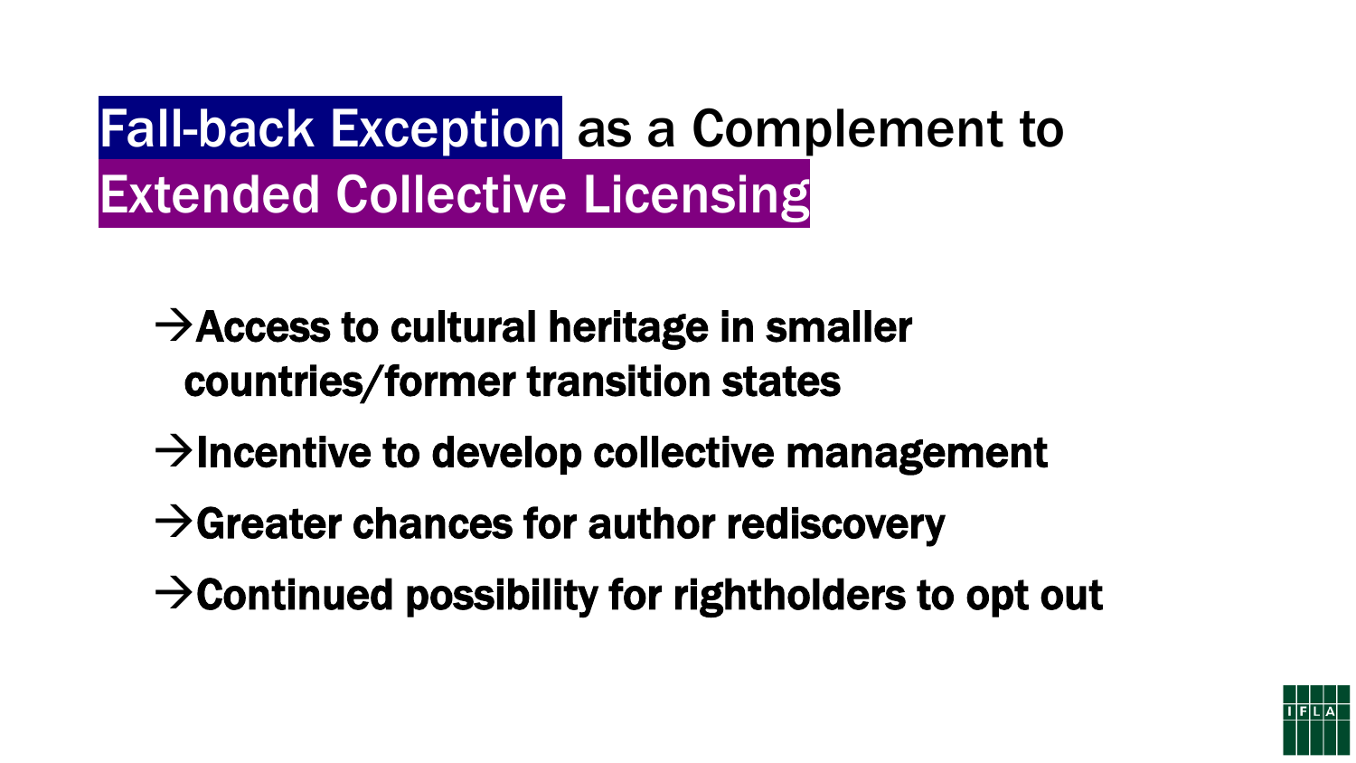# Fall-back Exception as a Complement to Extended Collective Licensing

- →Access to cultural heritage in smaller countries/former transition states
- →Incentive to develop collective management
- →Greater chances for author rediscovery
- →Continued possibility for rightholders to opt out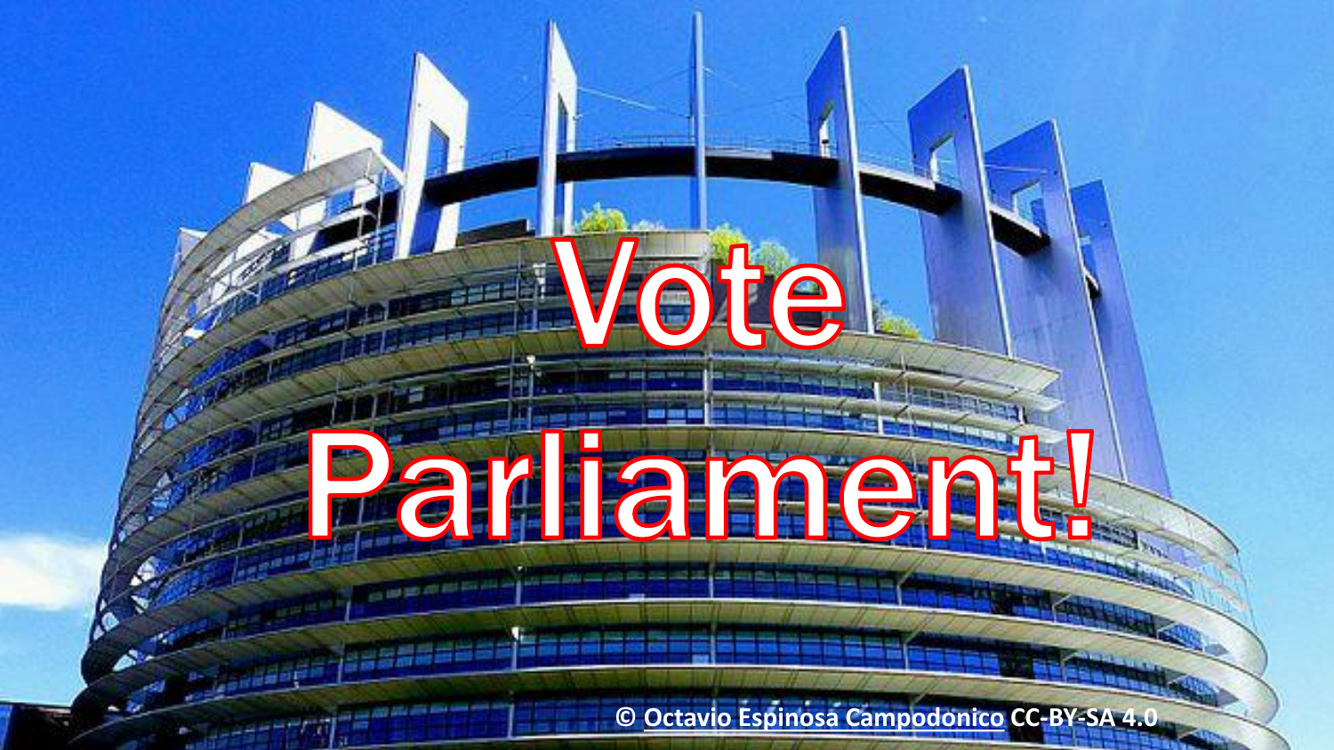# Vote Parliament!

© Octavio Espinosa Campodonico CC-BY-SA 4.0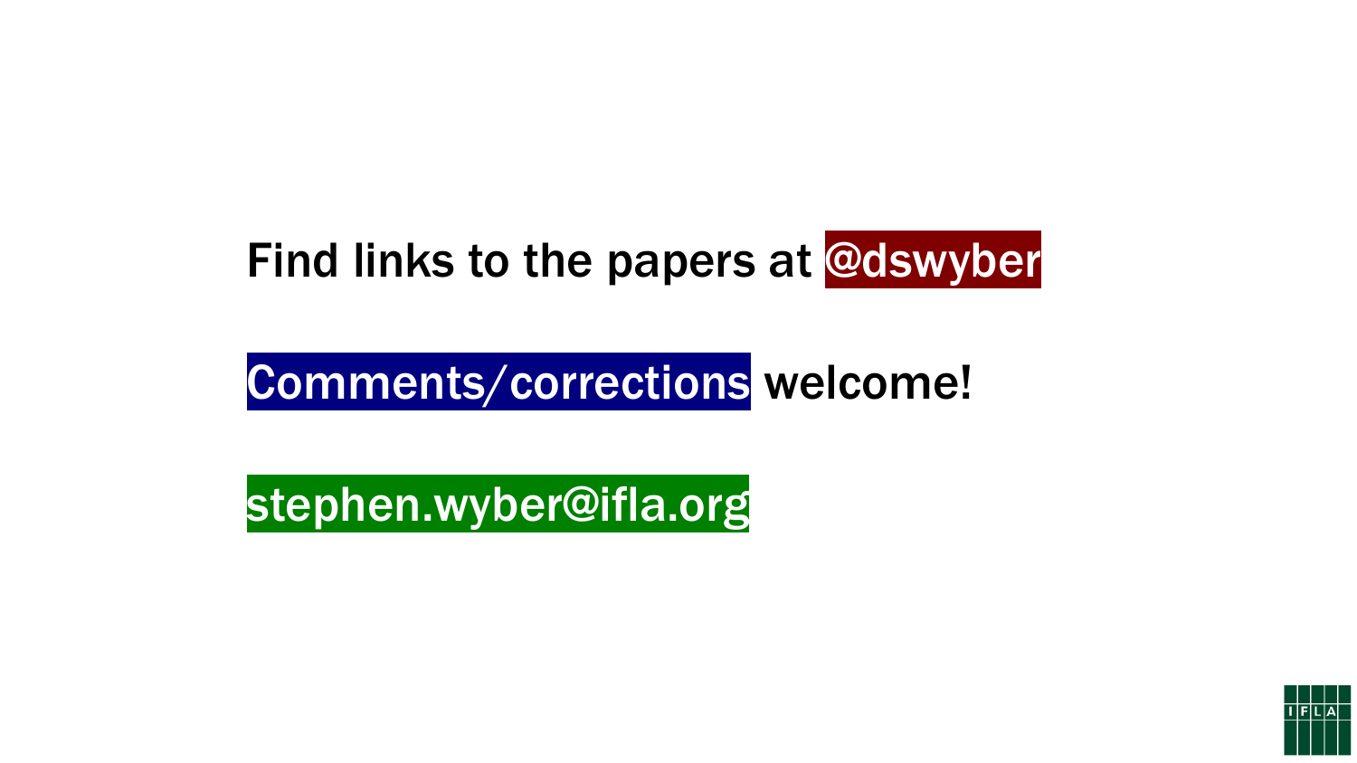Find links to the papers at @dswyber

Comments/corrections welcome!

stephen.wyber@ifla.org